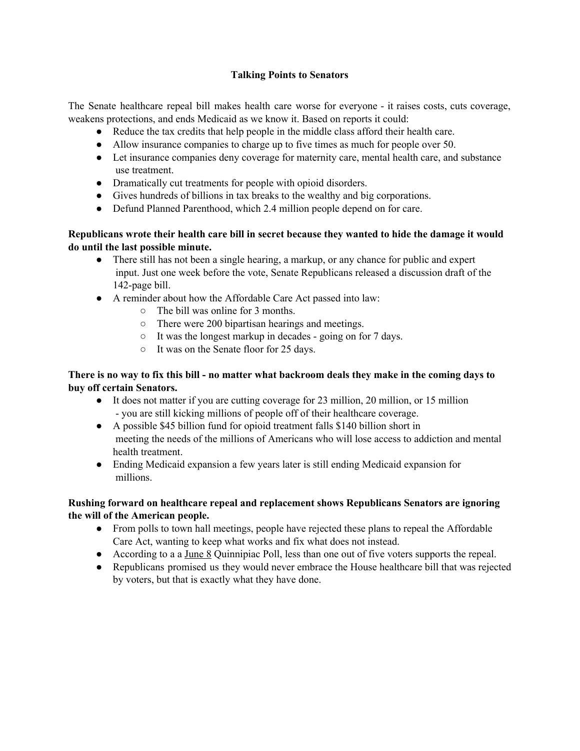# Talking Points to Senators

The Senate healthcare repeal bill makes health care worse for everyone - it raises costs, cuts coverage, weakens protections, and ends Medicaid as we know it. Based on reports it could:

- Reduce the tax credits that help people in the middle class afford their health care.
- Allow insurance companies to charge up to five times as much for people over 50.
- Let insurance companies deny coverage for maternity care, mental health care, and substance use treatment.
- Dramatically cut treatments for people with opioid disorders.
- Gives hundreds of billions in tax breaks to the wealthy and big corporations.
- Defund Planned Parenthood, which 2.4 million people depend on for care.

**Republicans wrote their health care bill in secret because they wanted to hide the damage it would do until the last possible minute.**

- There still has not been a single hearing, a markup, or any chance for public and expert input. Just one week before the vote, Senate Republicans released a discussion draft of the 142-page bill.
- A reminder about how the Affordable Care Act passed into law:
  - The bill was online for 3 months.
  - There were 200 bipartisan hearings and meetings.
  - It was the longest markup in decades - going on for 7 days.
  - It was on the Senate floor for 25 days.

**There is no way to fix this bill - no matter what backroom deals they make in the coming days to buy off certain Senators.**

- It does not matter if you are cutting coverage for 23 million, 20 million, or 15 million - you are still kicking millions of people off of their healthcare coverage.
- A possible $45 billion fund for opioid treatment falls $140 billion short in meeting the needs of the millions of Americans who will lose access to addiction and mental health treatment.
- Ending Medicaid expansion a few years later is still ending Medicaid expansion for millions.

**Rushing forward on healthcare repeal and replacement shows Republicans Senators are ignoring the will of the American people.**

- From polls to town hall meetings, people have rejected these plans to repeal the Affordable Care Act, wanting to keep what works and fix what does not instead.
- According to a a June 8 Quinnipiac Poll, less than one out of five voters supports the repeal.
- Republicans promised us they would never embrace the House healthcare bill that was rejected by voters, but that is exactly what they have done.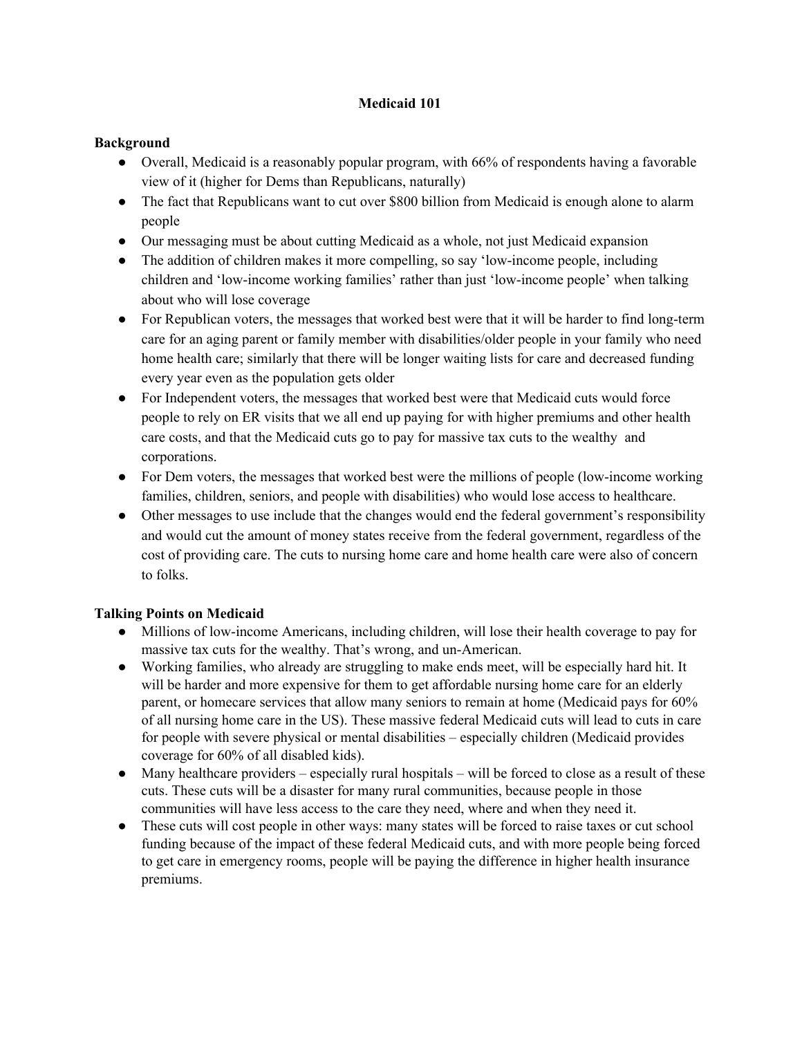# Medicaid 101

## Background

- Overall, Medicaid is a reasonably popular program, with 66% of respondents having a favorable view of it (higher for Dems than Republicans, naturally)
- The fact that Republicans want to cut over $800 billion from Medicaid is enough alone to alarm people
- Our messaging must be about cutting Medicaid as a whole, not just Medicaid expansion
- The addition of children makes it more compelling, so say 'low-income people, including children and 'low-income working families' rather than just 'low-income people' when talking about who will lose coverage
- For Republican voters, the messages that worked best were that it will be harder to find long-term care for an aging parent or family member with disabilities/older people in your family who need home health care; similarly that there will be longer waiting lists for care and decreased funding every year even as the population gets older
- For Independent voters, the messages that worked best were that Medicaid cuts would force people to rely on ER visits that we all end up paying for with higher premiums and other health care costs, and that the Medicaid cuts go to pay for massive tax cuts to the wealthy and corporations.
- For Dem voters, the messages that worked best were the millions of people (low-income working families, children, seniors, and people with disabilities) who would lose access to healthcare.
- Other messages to use include that the changes would end the federal government's responsibility and would cut the amount of money states receive from the federal government, regardless of the cost of providing care. The cuts to nursing home care and home health care were also of concern to folks.

## Talking Points on Medicaid

- Millions of low-income Americans, including children, will lose their health coverage to pay for massive tax cuts for the wealthy. That's wrong, and un-American.
- Working families, who already are struggling to make ends meet, will be especially hard hit. It will be harder and more expensive for them to get affordable nursing home care for an elderly parent, or homecare services that allow many seniors to remain at home (Medicaid pays for 60% of all nursing home care in the US). These massive federal Medicaid cuts will lead to cuts in care for people with severe physical or mental disabilities – especially children (Medicaid provides coverage for 60% of all disabled kids).
- Many healthcare providers – especially rural hospitals – will be forced to close as a result of these cuts. These cuts will be a disaster for many rural communities, because people in those communities will have less access to the care they need, where and when they need it.
- These cuts will cost people in other ways: many states will be forced to raise taxes or cut school funding because of the impact of these federal Medicaid cuts, and with more people being forced to get care in emergency rooms, people will be paying the difference in higher health insurance premiums.